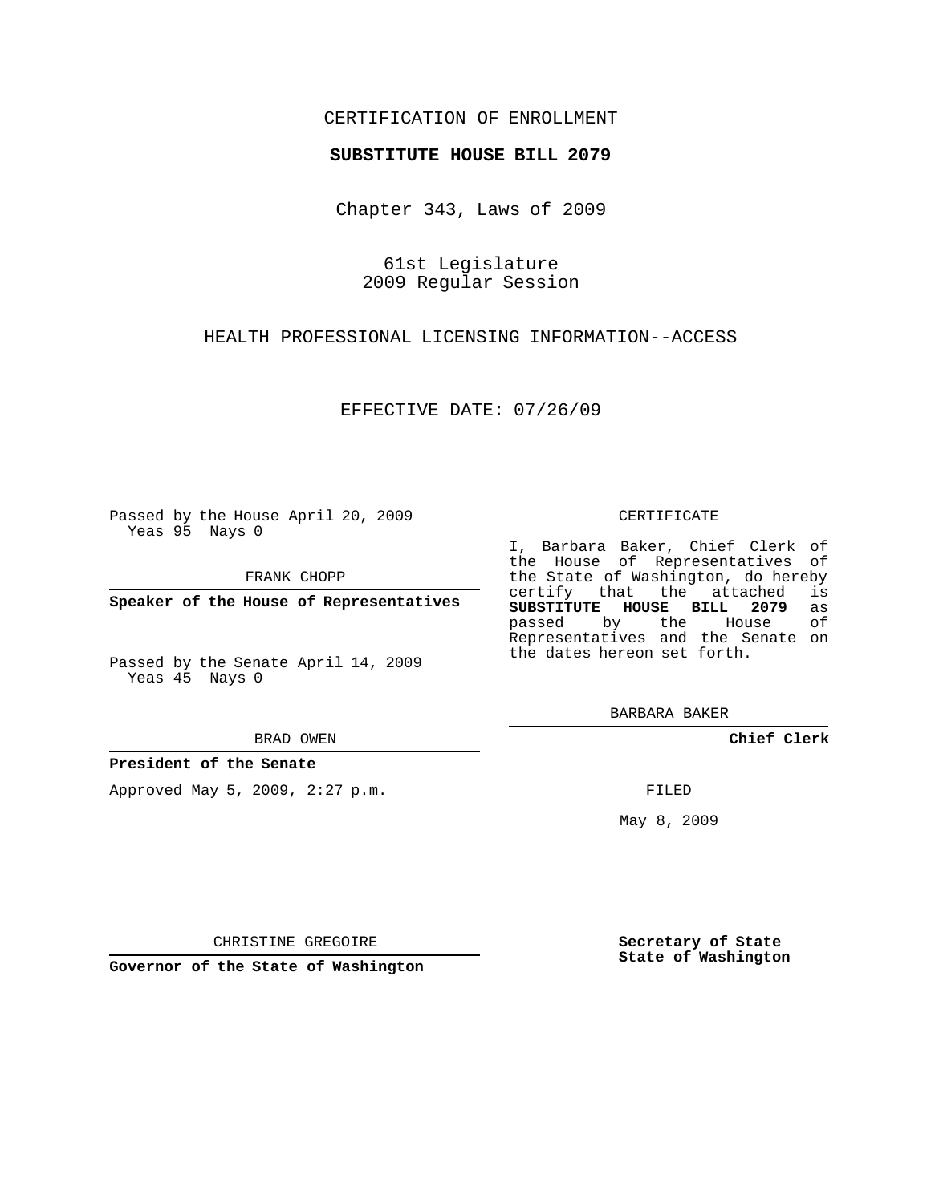CERTIFICATION OF ENROLLMENT

**SUBSTITUTE HOUSE BILL 2079**

Chapter 343, Laws of 2009

61st Legislature
2009 Regular Session

HEALTH PROFESSIONAL LICENSING INFORMATION--ACCESS

EFFECTIVE DATE: 07/26/09

Passed by the House April 20, 2009
Yeas 95 Nays 0

FRANK CHOPP

**Speaker of the House of Representatives**

Passed by the Senate April 14, 2009
Yeas 45 Nays 0

BRAD OWEN

**President of the Senate**

Approved May 5, 2009, 2:27 p.m.

CHRISTINE GREGOIRE

**Governor of the State of Washington**

CERTIFICATE

I, Barbara Baker, Chief Clerk of the House of Representatives of the State of Washington, do hereby certify that the attached is **SUBSTITUTE HOUSE BILL 2079** as passed by the House of Representatives and the Senate on the dates hereon set forth.

BARBARA BAKER

**Chief Clerk**

FILED

May 8, 2009

**Secretary of State**
**State of Washington**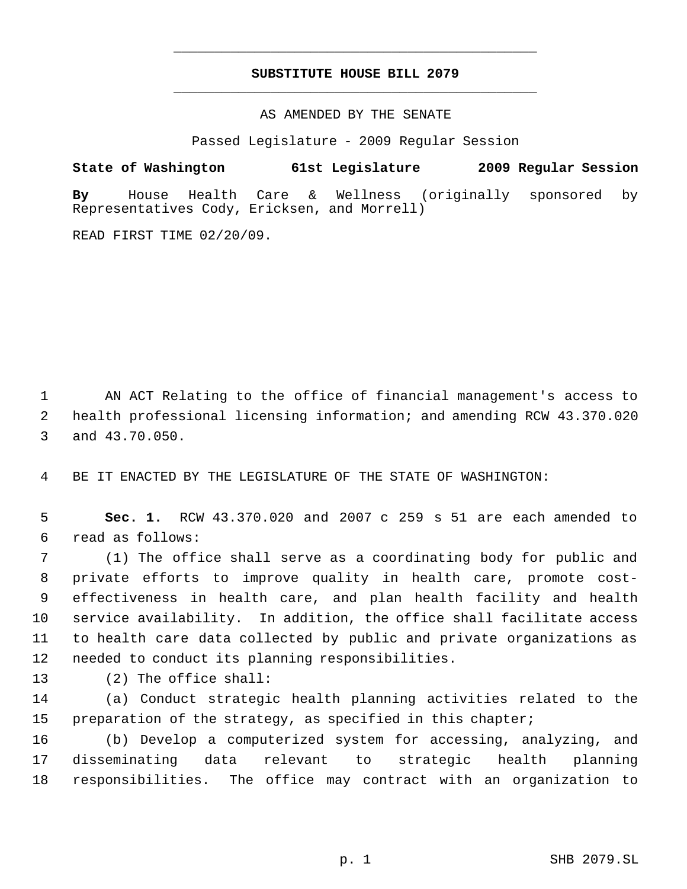**SUBSTITUTE HOUSE BILL 2079**

AS AMENDED BY THE SENATE

Passed Legislature - 2009 Regular Session

**State of Washington 61st Legislature 2009 Regular Session**

**By** House Health Care & Wellness (originally sponsored by Representatives Cody, Ericksen, and Morrell)

READ FIRST TIME 02/20/09.

AN ACT Relating to the office of financial management's access to health professional licensing information; and amending RCW 43.370.020 and 43.70.050.

BE IT ENACTED BY THE LEGISLATURE OF THE STATE OF WASHINGTON:

**Sec. 1.** RCW 43.370.020 and 2007 c 259 s 51 are each amended to read as follows:

(1) The office shall serve as a coordinating body for public and private efforts to improve quality in health care, promote cost-effectiveness in health care, and plan health facility and health service availability. In addition, the office shall facilitate access to health care data collected by public and private organizations as needed to conduct its planning responsibilities.

(2) The office shall:

(a) Conduct strategic health planning activities related to the preparation of the strategy, as specified in this chapter;

(b) Develop a computerized system for accessing, analyzing, and disseminating data relevant to strategic health planning responsibilities. The office may contract with an organization to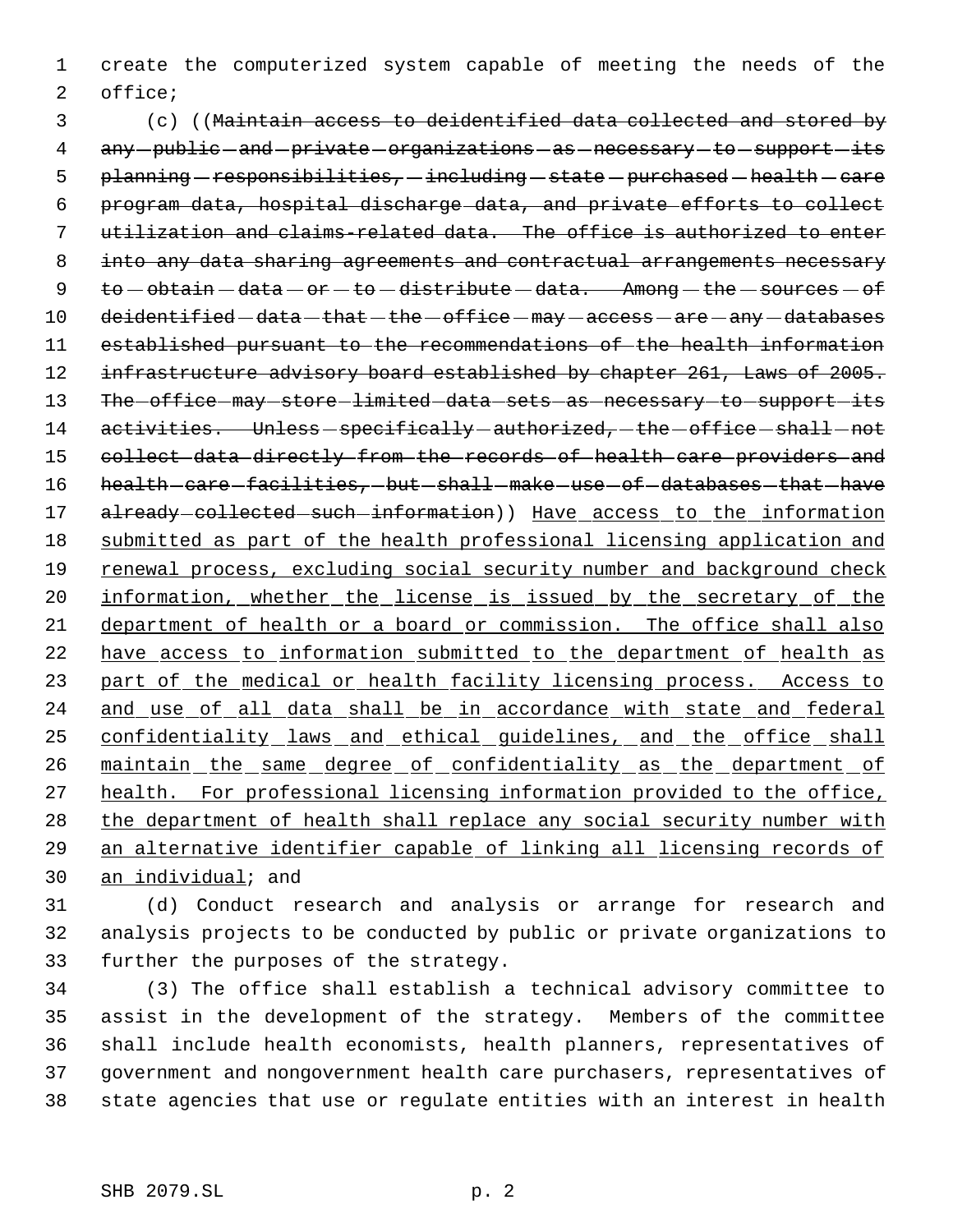create the computerized system capable of meeting the needs of the office;

(c) ((~~Maintain access to deidentified data collected and stored by any public and private organizations as necessary to support its planning responsibilities, including state purchased health care program data, hospital discharge data, and private efforts to collect utilization and claims-related data. The office is authorized to enter into any data sharing agreements and contractual arrangements necessary to obtain data or to distribute data. Among the sources of deidentified data that the office may access are any databases established pursuant to the recommendations of the health information infrastructure advisory board established by chapter 261, Laws of 2005. The office may store limited data sets as necessary to support its activities. Unless specifically authorized, the office shall not collect data directly from the records of health care providers and health care facilities, but shall make use of databases that have already collected such information~~)) <u>Have access to the information submitted as part of the health professional licensing application and renewal process, excluding social security number and background check information, whether the license is issued by the secretary of the department of health or a board or commission. The office shall also have access to information submitted to the department of health as part of the medical or health facility licensing process. Access to and use of all data shall be in accordance with state and federal confidentiality laws and ethical guidelines, and the office shall maintain the same degree of confidentiality as the department of health. For professional licensing information provided to the office, the department of health shall replace any social security number with an alternative identifier capable of linking all licensing records of an individual</u>; and

(d) Conduct research and analysis or arrange for research and analysis projects to be conducted by public or private organizations to further the purposes of the strategy.

(3) The office shall establish a technical advisory committee to assist in the development of the strategy. Members of the committee shall include health economists, health planners, representatives of government and nongovernment health care purchasers, representatives of state agencies that use or regulate entities with an interest in health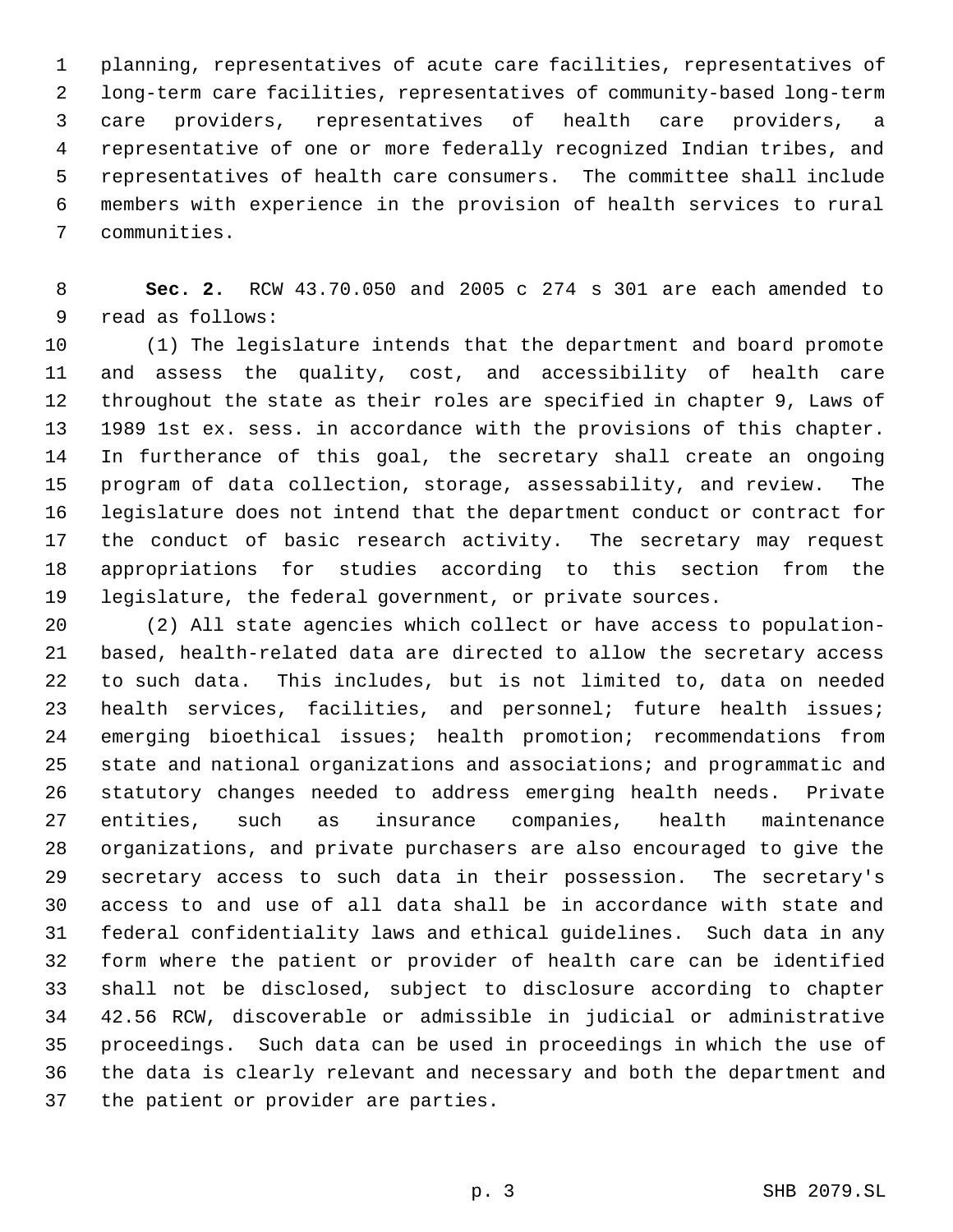planning, representatives of acute care facilities, representatives of long-term care facilities, representatives of community-based long-term care providers, representatives of health care providers, a representative of one or more federally recognized Indian tribes, and representatives of health care consumers. The committee shall include members with experience in the provision of health services to rural communities.

**Sec. 2.** RCW 43.70.050 and 2005 c 274 s 301 are each amended to read as follows:

(1) The legislature intends that the department and board promote and assess the quality, cost, and accessibility of health care throughout the state as their roles are specified in chapter 9, Laws of 1989 1st ex. sess. in accordance with the provisions of this chapter. In furtherance of this goal, the secretary shall create an ongoing program of data collection, storage, assessability, and review. The legislature does not intend that the department conduct or contract for the conduct of basic research activity. The secretary may request appropriations for studies according to this section from the legislature, the federal government, or private sources.

(2) All state agencies which collect or have access to population-based, health-related data are directed to allow the secretary access to such data. This includes, but is not limited to, data on needed health services, facilities, and personnel; future health issues; emerging bioethical issues; health promotion; recommendations from state and national organizations and associations; and programmatic and statutory changes needed to address emerging health needs. Private entities, such as insurance companies, health maintenance organizations, and private purchasers are also encouraged to give the secretary access to such data in their possession. The secretary's access to and use of all data shall be in accordance with state and federal confidentiality laws and ethical guidelines. Such data in any form where the patient or provider of health care can be identified shall not be disclosed, subject to disclosure according to chapter 42.56 RCW, discoverable or admissible in judicial or administrative proceedings. Such data can be used in proceedings in which the use of the data is clearly relevant and necessary and both the department and the patient or provider are parties.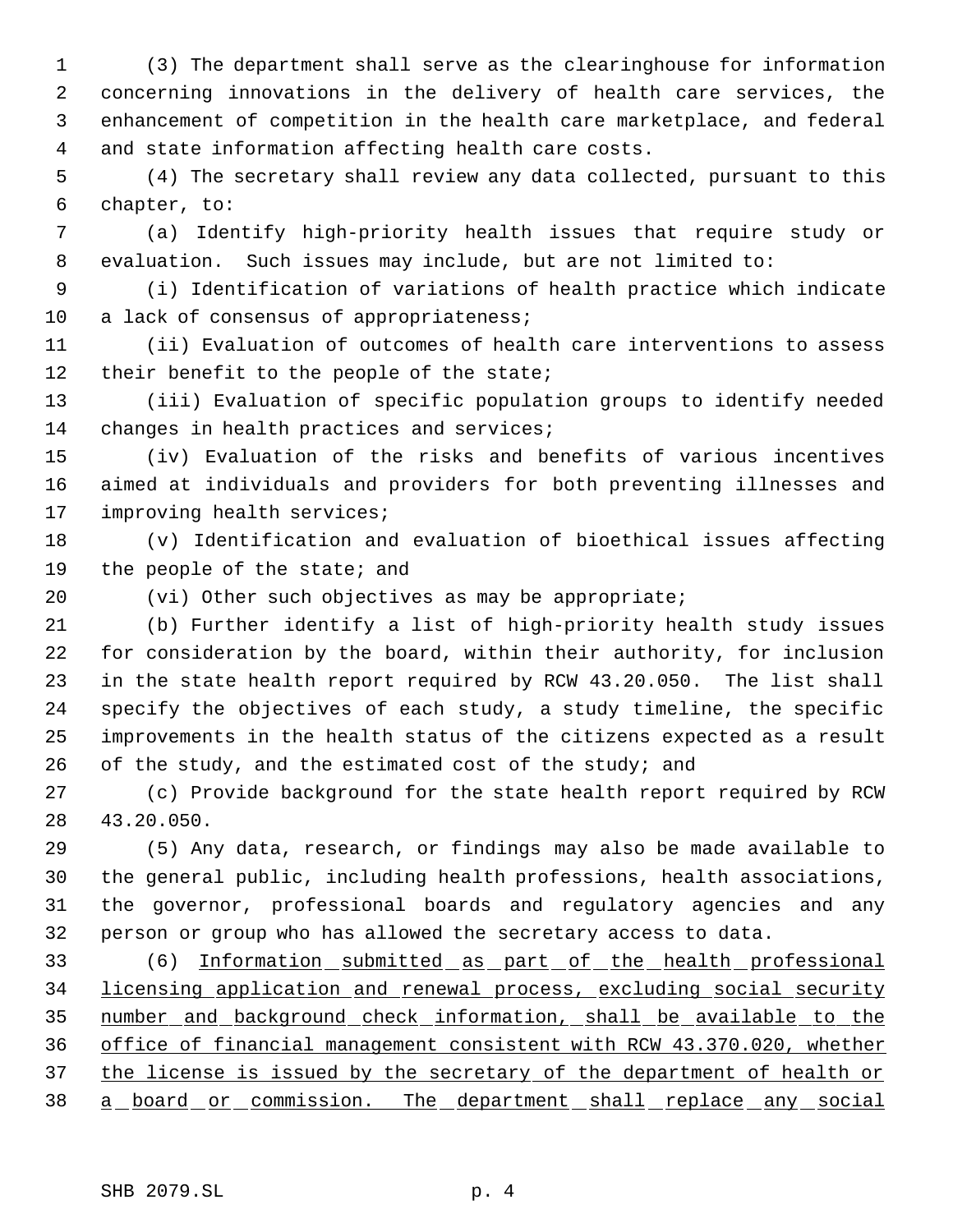(3) The department shall serve as the clearinghouse for information concerning innovations in the delivery of health care services, the enhancement of competition in the health care marketplace, and federal and state information affecting health care costs.

(4) The secretary shall review any data collected, pursuant to this chapter, to:

(a) Identify high-priority health issues that require study or evaluation. Such issues may include, but are not limited to:

(i) Identification of variations of health practice which indicate a lack of consensus of appropriateness;

(ii) Evaluation of outcomes of health care interventions to assess their benefit to the people of the state;

(iii) Evaluation of specific population groups to identify needed changes in health practices and services;

(iv) Evaluation of the risks and benefits of various incentives aimed at individuals and providers for both preventing illnesses and improving health services;

(v) Identification and evaluation of bioethical issues affecting the people of the state; and

(vi) Other such objectives as may be appropriate;

(b) Further identify a list of high-priority health study issues for consideration by the board, within their authority, for inclusion in the state health report required by RCW 43.20.050. The list shall specify the objectives of each study, a study timeline, the specific improvements in the health status of the citizens expected as a result of the study, and the estimated cost of the study; and

(c) Provide background for the state health report required by RCW 43.20.050.

(5) Any data, research, or findings may also be made available to the general public, including health professions, health associations, the governor, professional boards and regulatory agencies and any person or group who has allowed the secretary access to data.

(6) <u>Information submitted as part of the health professional licensing application and renewal process, excluding social security number and background check information, shall be available to the office of financial management consistent with RCW 43.370.020, whether the license is issued by the secretary of the department of health or a board or commission. The department shall replace any social</u>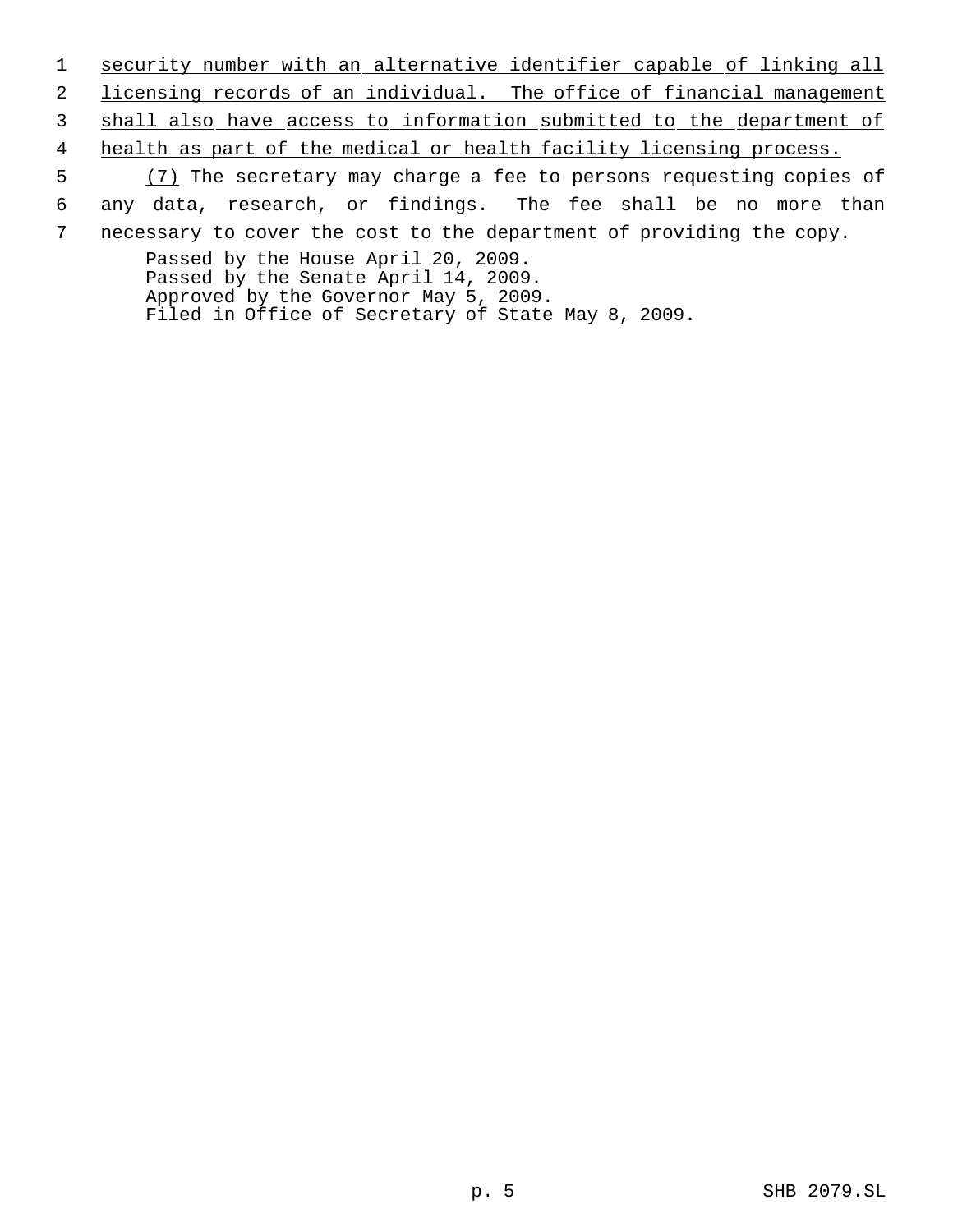security number with an alternative identifier capable of linking all licensing records of an individual. The office of financial management shall also have access to information submitted to the department of health as part of the medical or health facility licensing process.

(7) The secretary may charge a fee to persons requesting copies of any data, research, or findings. The fee shall be no more than necessary to cover the cost to the department of providing the copy.

Passed by the House April 20, 2009.
Passed by the Senate April 14, 2009.
Approved by the Governor May 5, 2009.
Filed in Office of Secretary of State May 8, 2009.